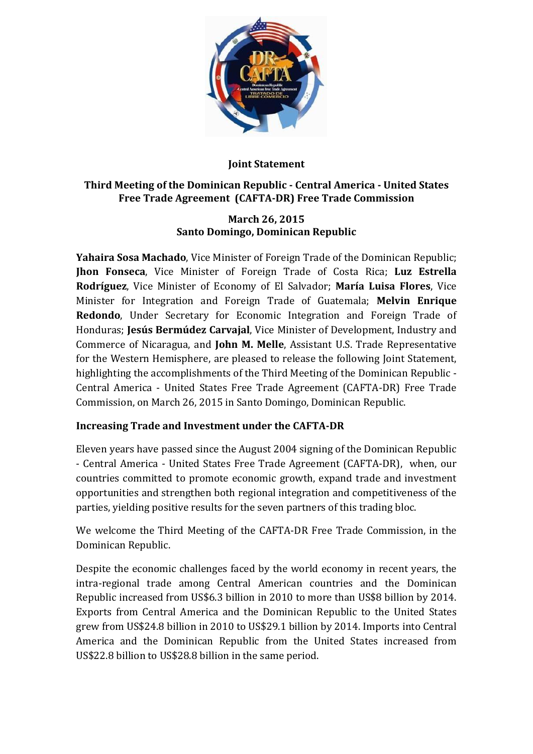**Joint Statement**

**Third Meeting of the Dominican Republic - Central America - United States Free Trade Agreement (CAFTA-DR) Free Trade Commission**

**March 26, 2015**
**Santo Domingo, Dominican Republic**

**Yahaira Sosa Machado**, Vice Minister of Foreign Trade of the Dominican Republic; **Jhon Fonseca**, Vice Minister of Foreign Trade of Costa Rica; **Luz Estrella Rodríguez**, Vice Minister of Economy of El Salvador; **María Luisa Flores**, Vice Minister for Integration and Foreign Trade of Guatemala; **Melvin Enrique Redondo**, Under Secretary for Economic Integration and Foreign Trade of Honduras; **Jesús Bermúdez Carvajal**, Vice Minister of Development, Industry and Commerce of Nicaragua, and **John M. Melle**, Assistant U.S. Trade Representative for the Western Hemisphere, are pleased to release the following Joint Statement, highlighting the accomplishments of the Third Meeting of the Dominican Republic - Central America - United States Free Trade Agreement (CAFTA-DR) Free Trade Commission, on March 26, 2015 in Santo Domingo, Dominican Republic.

**Increasing Trade and Investment under the CAFTA-DR**

Eleven years have passed since the August 2004 signing of the Dominican Republic - Central America - United States Free Trade Agreement (CAFTA-DR), when, our countries committed to promote economic growth, expand trade and investment opportunities and strengthen both regional integration and competitiveness of the parties, yielding positive results for the seven partners of this trading bloc.

We welcome the Third Meeting of the CAFTA-DR Free Trade Commission, in the Dominican Republic.

Despite the economic challenges faced by the world economy in recent years, the intra-regional trade among Central American countries and the Dominican Republic increased from US$6.3 billion in 2010 to more than US$8 billion by 2014. Exports from Central America and the Dominican Republic to the United States grew from US$24.8 billion in 2010 to US$29.1 billion by 2014. Imports into Central America and the Dominican Republic from the United States increased from US$22.8 billion to US$28.8 billion in the same period.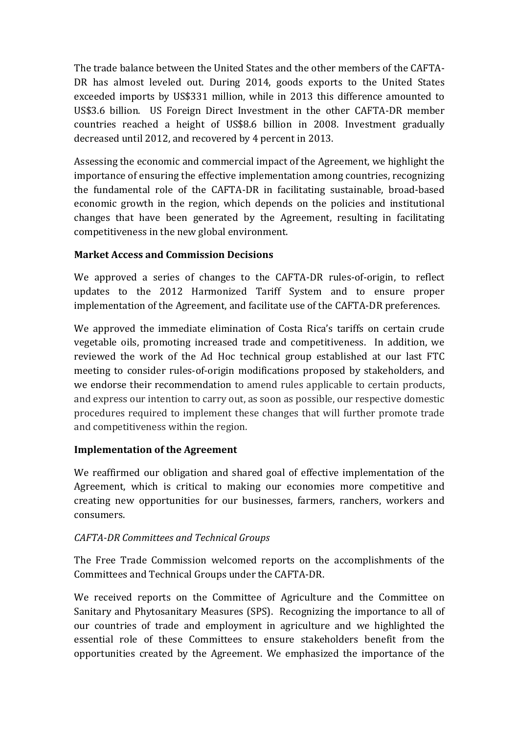The trade balance between the United States and the other members of the CAFTA-DR has almost leveled out. During 2014, goods exports to the United States exceeded imports by US$331 million, while in 2013 this difference amounted to US$3.6 billion. US Foreign Direct Investment in the other CAFTA-DR member countries reached a height of US$8.6 billion in 2008. Investment gradually decreased until 2012, and recovered by 4 percent in 2013.

Assessing the economic and commercial impact of the Agreement, we highlight the importance of ensuring the effective implementation among countries, recognizing the fundamental role of the CAFTA-DR in facilitating sustainable, broad-based economic growth in the region, which depends on the policies and institutional changes that have been generated by the Agreement, resulting in facilitating competitiveness in the new global environment.

**Market Access and Commission Decisions**

We approved a series of changes to the CAFTA-DR rules-of-origin, to reflect updates to the 2012 Harmonized Tariff System and to ensure proper implementation of the Agreement, and facilitate use of the CAFTA-DR preferences.

We approved the immediate elimination of Costa Rica's tariffs on certain crude vegetable oils, promoting increased trade and competitiveness. In addition, we reviewed the work of the Ad Hoc technical group established at our last FTC meeting to consider rules-of-origin modifications proposed by stakeholders, and we endorse their recommendation to amend rules applicable to certain products, and express our intention to carry out, as soon as possible, our respective domestic procedures required to implement these changes that will further promote trade and competitiveness within the region.

**Implementation of the Agreement**

We reaffirmed our obligation and shared goal of effective implementation of the Agreement, which is critical to making our economies more competitive and creating new opportunities for our businesses, farmers, ranchers, workers and consumers.

*CAFTA-DR Committees and Technical Groups*

The Free Trade Commission welcomed reports on the accomplishments of the Committees and Technical Groups under the CAFTA-DR.

We received reports on the Committee of Agriculture and the Committee on Sanitary and Phytosanitary Measures (SPS). Recognizing the importance to all of our countries of trade and employment in agriculture and we highlighted the essential role of these Committees to ensure stakeholders benefit from the opportunities created by the Agreement. We emphasized the importance of the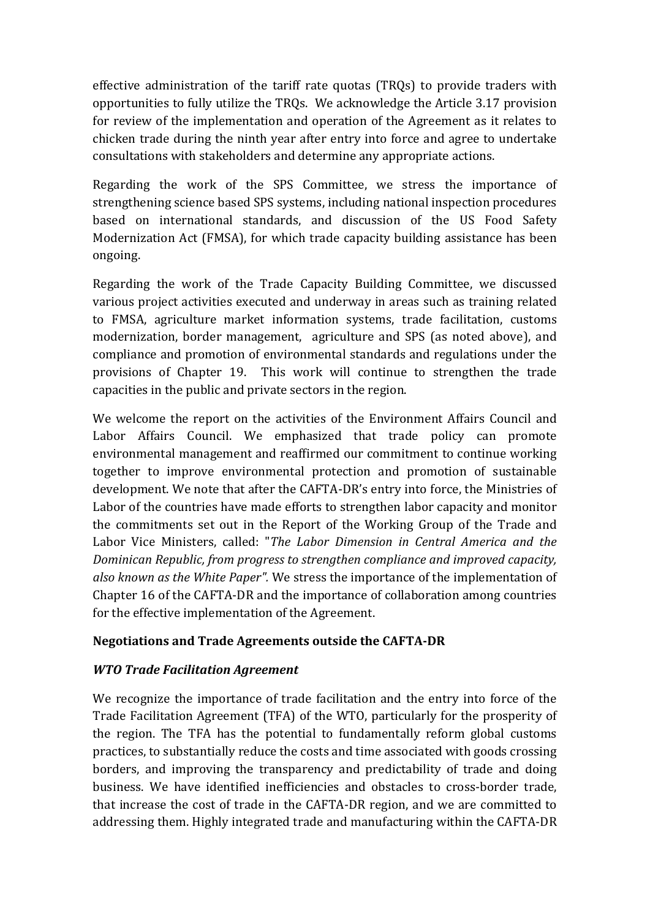effective administration of the tariff rate quotas (TRQs) to provide traders with opportunities to fully utilize the TRQs. We acknowledge the Article 3.17 provision for review of the implementation and operation of the Agreement as it relates to chicken trade during the ninth year after entry into force and agree to undertake consultations with stakeholders and determine any appropriate actions.

Regarding the work of the SPS Committee, we stress the importance of strengthening science based SPS systems, including national inspection procedures based on international standards, and discussion of the US Food Safety Modernization Act (FMSA), for which trade capacity building assistance has been ongoing.

Regarding the work of the Trade Capacity Building Committee, we discussed various project activities executed and underway in areas such as training related to FMSA, agriculture market information systems, trade facilitation, customs modernization, border management, agriculture and SPS (as noted above), and compliance and promotion of environmental standards and regulations under the provisions of Chapter 19. This work will continue to strengthen the trade capacities in the public and private sectors in the region.

We welcome the report on the activities of the Environment Affairs Council and Labor Affairs Council. We emphasized that trade policy can promote environmental management and reaffirmed our commitment to continue working together to improve environmental protection and promotion of sustainable development. We note that after the CAFTA-DR's entry into force, the Ministries of Labor of the countries have made efforts to strengthen labor capacity and monitor the commitments set out in the Report of the Working Group of the Trade and Labor Vice Ministers, called: "*The Labor Dimension in Central America and the Dominican Republic, from progress to strengthen compliance and improved capacity, also known as the White Paper".* We stress the importance of the implementation of Chapter 16 of the CAFTA-DR and the importance of collaboration among countries for the effective implementation of the Agreement.

**Negotiations and Trade Agreements outside the CAFTA-DR**

***WTO Trade Facilitation Agreement***

We recognize the importance of trade facilitation and the entry into force of the Trade Facilitation Agreement (TFA) of the WTO, particularly for the prosperity of the region. The TFA has the potential to fundamentally reform global customs practices, to substantially reduce the costs and time associated with goods crossing borders, and improving the transparency and predictability of trade and doing business. We have identified inefficiencies and obstacles to cross-border trade, that increase the cost of trade in the CAFTA-DR region, and we are committed to addressing them. Highly integrated trade and manufacturing within the CAFTA-DR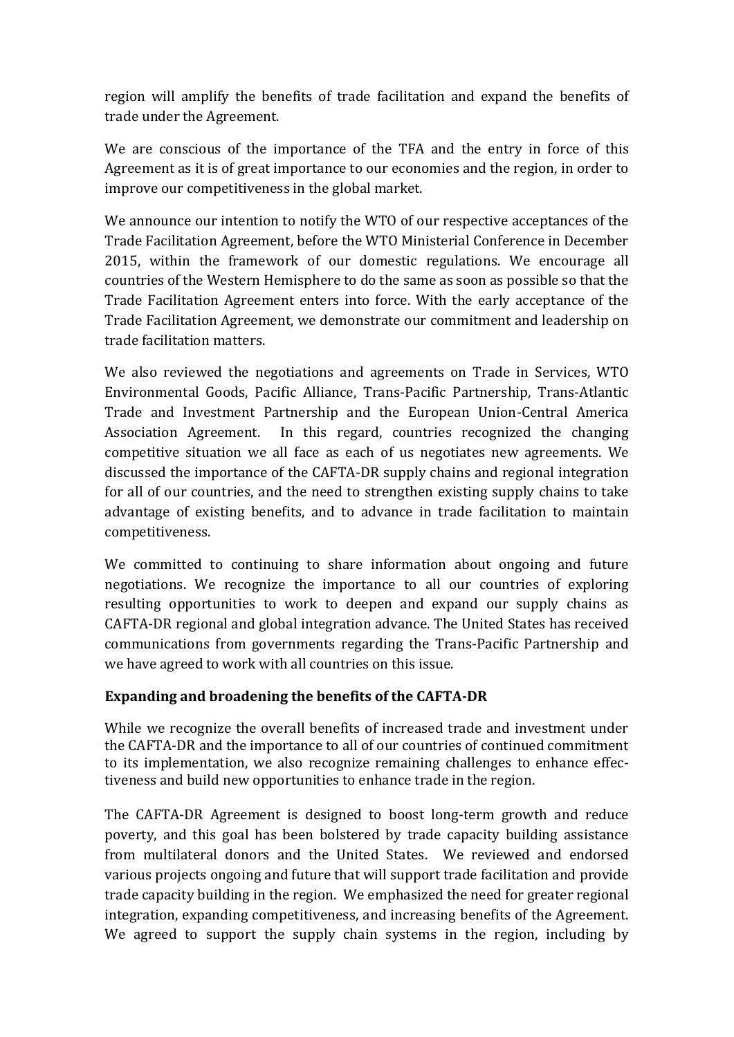region will amplify the benefits of trade facilitation and expand the benefits of trade under the Agreement.

We are conscious of the importance of the TFA and the entry in force of this Agreement as it is of great importance to our economies and the region, in order to improve our competitiveness in the global market.

We announce our intention to notify the WTO of our respective acceptances of the Trade Facilitation Agreement, before the WTO Ministerial Conference in December 2015, within the framework of our domestic regulations. We encourage all countries of the Western Hemisphere to do the same as soon as possible so that the Trade Facilitation Agreement enters into force. With the early acceptance of the Trade Facilitation Agreement, we demonstrate our commitment and leadership on trade facilitation matters.

We also reviewed the negotiations and agreements on Trade in Services, WTO Environmental Goods, Pacific Alliance, Trans-Pacific Partnership, Trans-Atlantic Trade and Investment Partnership and the European Union-Central America Association Agreement. In this regard, countries recognized the changing competitive situation we all face as each of us negotiates new agreements. We discussed the importance of the CAFTA-DR supply chains and regional integration for all of our countries, and the need to strengthen existing supply chains to take advantage of existing benefits, and to advance in trade facilitation to maintain competitiveness.

We committed to continuing to share information about ongoing and future negotiations. We recognize the importance to all our countries of exploring resulting opportunities to work to deepen and expand our supply chains as CAFTA-DR regional and global integration advance. The United States has received communications from governments regarding the Trans-Pacific Partnership and we have agreed to work with all countries on this issue.

### Expanding and broadening the benefits of the CAFTA-DR

While we recognize the overall benefits of increased trade and investment under the CAFTA-DR and the importance to all of our countries of continued commitment to its implementation, we also recognize remaining challenges to enhance effectiveness and build new opportunities to enhance trade in the region.

The CAFTA-DR Agreement is designed to boost long-term growth and reduce poverty, and this goal has been bolstered by trade capacity building assistance from multilateral donors and the United States. We reviewed and endorsed various projects ongoing and future that will support trade facilitation and provide trade capacity building in the region. We emphasized the need for greater regional integration, expanding competitiveness, and increasing benefits of the Agreement. We agreed to support the supply chain systems in the region, including by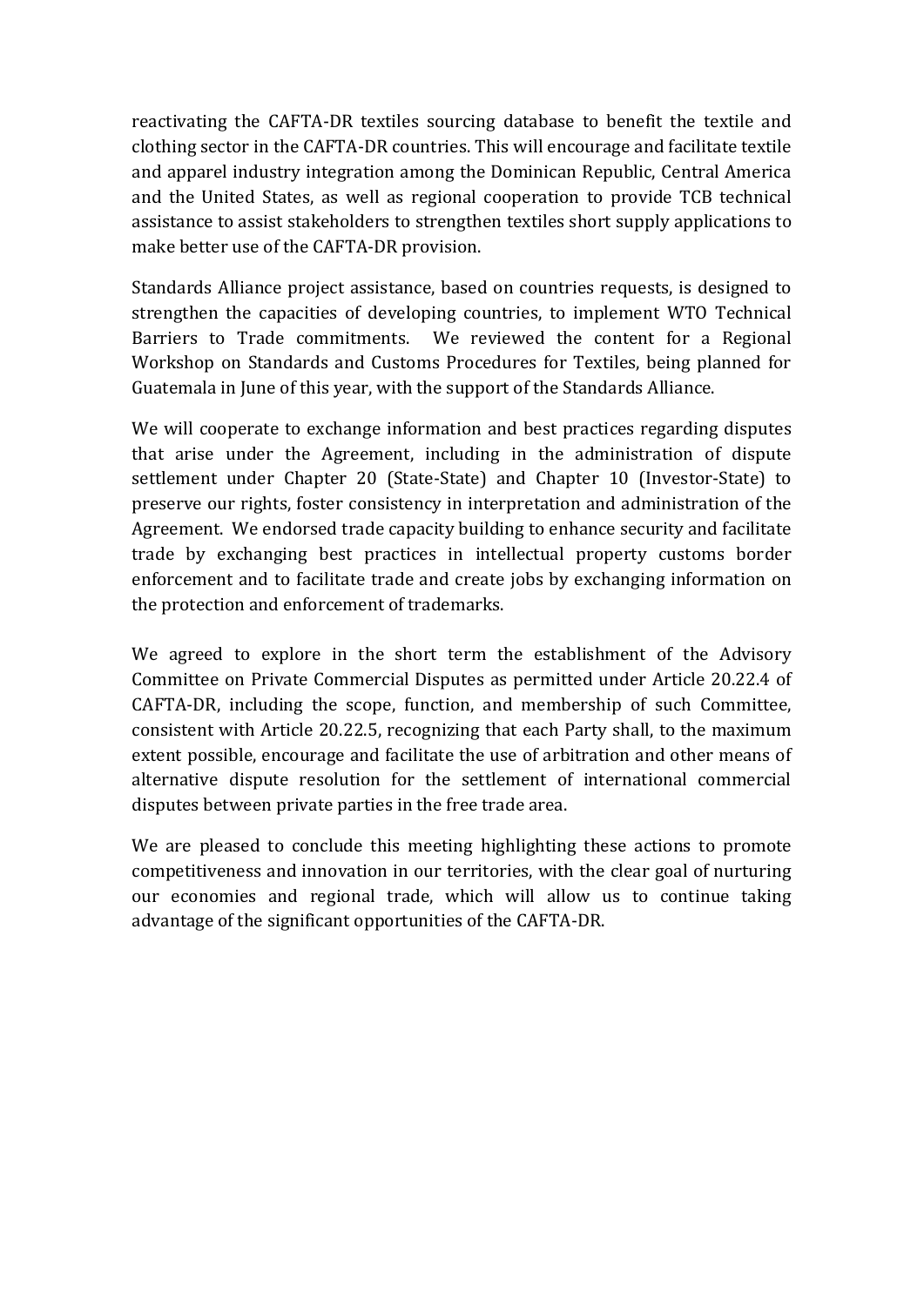reactivating the CAFTA-DR textiles sourcing database to benefit the textile and clothing sector in the CAFTA-DR countries. This will encourage and facilitate textile and apparel industry integration among the Dominican Republic, Central America and the United States, as well as regional cooperation to provide TCB technical assistance to assist stakeholders to strengthen textiles short supply applications to make better use of the CAFTA-DR provision.

Standards Alliance project assistance, based on countries requests, is designed to strengthen the capacities of developing countries, to implement WTO Technical Barriers to Trade commitments. We reviewed the content for a Regional Workshop on Standards and Customs Procedures for Textiles, being planned for Guatemala in June of this year, with the support of the Standards Alliance.

We will cooperate to exchange information and best practices regarding disputes that arise under the Agreement, including in the administration of dispute settlement under Chapter 20 (State-State) and Chapter 10 (Investor-State) to preserve our rights, foster consistency in interpretation and administration of the Agreement. We endorsed trade capacity building to enhance security and facilitate trade by exchanging best practices in intellectual property customs border enforcement and to facilitate trade and create jobs by exchanging information on the protection and enforcement of trademarks.

We agreed to explore in the short term the establishment of the Advisory Committee on Private Commercial Disputes as permitted under Article 20.22.4 of CAFTA-DR, including the scope, function, and membership of such Committee, consistent with Article 20.22.5, recognizing that each Party shall, to the maximum extent possible, encourage and facilitate the use of arbitration and other means of alternative dispute resolution for the settlement of international commercial disputes between private parties in the free trade area.

We are pleased to conclude this meeting highlighting these actions to promote competitiveness and innovation in our territories, with the clear goal of nurturing our economies and regional trade, which will allow us to continue taking advantage of the significant opportunities of the CAFTA-DR.